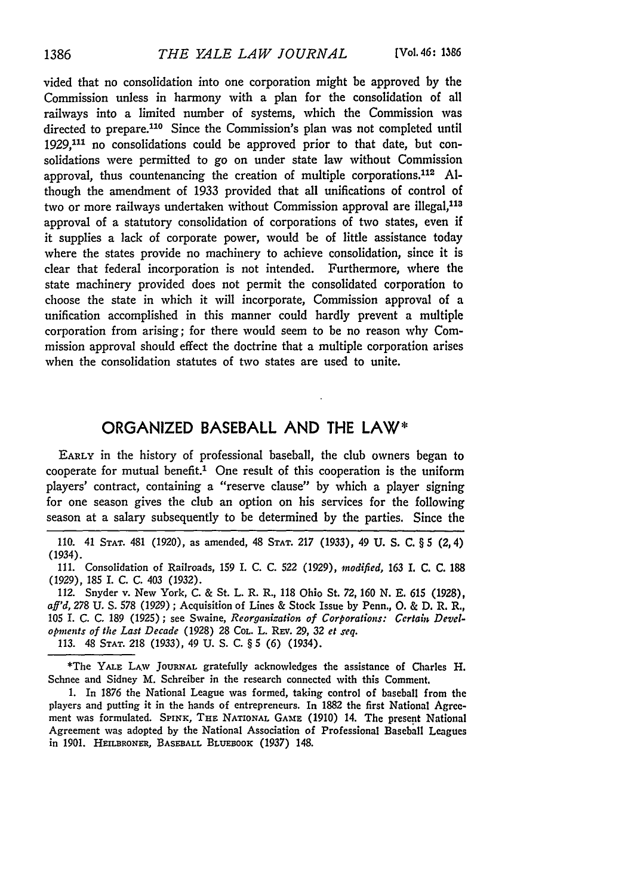vided that no consolidation into one corporation might be approved by the Commission unless in harmony with a plan for the consolidation of all railways into a limited number of systems, which the Commission was directed to prepare.[110] Since the Commission's plan was not completed until 1929,[111] no consolidations could be approved prior to that date, but consolidations were permitted to go on under state law without Commission approval, thus countenancing the creation of multiple corporations.[112] Although the amendment of 1933 provided that all unifications of control of two or more railways undertaken without Commission approval are illegal,[113] approval of a statutory consolidation of corporations of two states, even if it supplies a lack of corporate power, would be of little assistance today where the states provide no machinery to achieve consolidation, since it is clear that federal incorporation is not intended. Furthermore, where the state machinery provided does not permit the consolidated corporation to choose the state in which it will incorporate, Commission approval of a unification accomplished in this manner could hardly prevent a multiple corporation from arising; for there would seem to be no reason why Commission approval should effect the doctrine that a multiple corporation arises when the consolidation statutes of two states are used to unite.

110. 41 STAT. 481 (1920), as amended, 48 STAT. 217 (1933), 49 U. S. C. § 5 (2, 4) (1934).

111. Consolidation of Railroads, 159 I. C. C. 522 (1929), *modified*, 163 I. C. C. 188 (1929), 185 I. C. C. 403 (1932).

112. Snyder v. New York, C. & St. L. R. R., 118 Ohio St. 72, 160 N. E. 615 (1928), *aff'd*, 278 U. S. 578 (1929); Acquisition of Lines & Stock Issue by Penn., O. & D. R. R., 105 I. C. C. 189 (1925); see Swaine, *Reorganization of Corporations: Certain Developments of the Last Decade* (1928) 28 COL. L. REV. 29, 32 *et seq.*

113. 48 STAT. 218 (1933), 49 U. S. C. § 5 (6) (1934).

## ORGANIZED BASEBALL AND THE LAW*

EARLY in the history of professional baseball, the club owners began to cooperate for mutual benefit.[1] One result of this cooperation is the uniform players' contract, containing a "reserve clause" by which a player signing for one season gives the club an option on his services for the following season at a salary subsequently to be determined by the parties. Since the

*The YALE LAW JOURNAL gratefully acknowledges the assistance of Charles H. Schnee and Sidney M. Schreiber in the research connected with this Comment.

1. In 1876 the National League was formed, taking control of baseball from the players and putting it in the hands of entrepreneurs. In 1882 the first National Agreement was formulated. SPINK, THE NATIONAL GAME (1910) 14. The present National Agreement was adopted by the National Association of Professional Baseball Leagues in 1901. HEILBRONER, BASEBALL BLUEBOOK (1937) 148.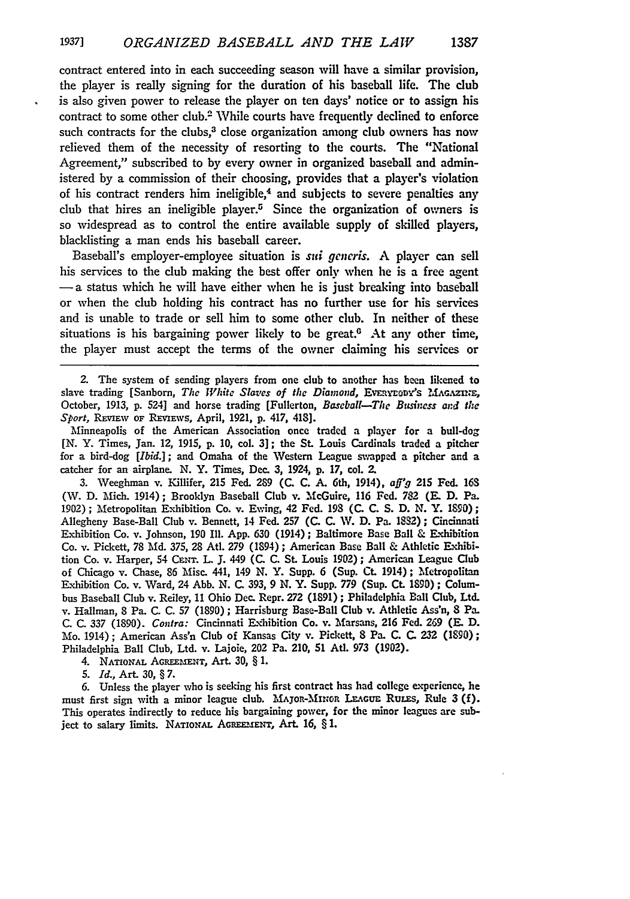contract entered into in each succeeding season will have a similar provision, the player is really signing for the duration of his baseball life. The club is also given power to release the player on ten days' notice or to assign his contract to some other club.[2] While courts have frequently declined to enforce such contracts for the clubs,[3] close organization among club owners has now relieved them of the necessity of resorting to the courts. The "National Agreement," subscribed to by every owner in organized baseball and administered by a commission of their choosing, provides that a player's violation of his contract renders him ineligible,[4] and subjects to severe penalties any club that hires an ineligible player.[5] Since the organization of owners is so widespread as to control the entire available supply of skilled players, blacklisting a man ends his baseball career.

Baseball's employer-employee situation is *sui generis*. A player can sell his services to the club making the best offer only when he is a free agent — a status which he will have either when he is just breaking into baseball or when the club holding his contract has no further use for his services and is unable to trade or sell him to some other club. In neither of these situations is his bargaining power likely to be great.[6] At any other time, the player must accept the terms of the owner claiming his services or

---

2. The system of sending players from one club to another has been likened to slave trading [Sanborn, *The White Slaves of the Diamond*, EVERYBODY'S MAGAZINE, October, 1913, p. 524] and horse trading [Fullerton, *Baseball—The Business and the Sport*, REVIEW OF REVIEWS, April, 1921, p. 417, 418].

Minneapolis of the American Association once traded a player for a bull-dog [N. Y. Times, Jan. 12, 1915, p. 10, col. 3]; the St. Louis Cardinals traded a pitcher for a bird-dog [*Ibid.*]; and Omaha of the Western League swapped a pitcher and a catcher for an airplane. N. Y. Times, Dec. 3, 1924, p. 17, col. 2.

3. Weeghman v. Killifer, 215 Fed. 289 (C. C. A. 6th, 1914), *aff'g* 215 Fed. 168 (W. D. Mich. 1914); Brooklyn Baseball Club v. McGuire, 116 Fed. 782 (E. D. Pa. 1902); Metropolitan Exhibition Co. v. Ewing, 42 Fed. 198 (C. C. S. D. N. Y. 1890); Allegheny Base-Ball Club v. Bennett, 14 Fed. 257 (C. C. W. D. Pa. 1882); Cincinnati Exhibition Co. v. Johnson, 190 Ill. App. 630 (1914); Baltimore Base Ball & Exhibition Co. v. Pickett, 78 Md. 375, 28 Atl. 279 (1894); American Base Ball & Athletic Exhibition Co. v. Harper, 54 CENT. L. J. 449 (C. C. St. Louis 1902); American League Club of Chicago v. Chase, 86 Misc. 441, 149 N. Y. Supp. 6 (Sup. Ct. 1914); Metropolitan Exhibition Co. v. Ward, 24 Abb. N. C. 393, 9 N. Y. Supp. 779 (Sup. Ct. 1890); Columbus Baseball Club v. Reiley, 11 Ohio Dec. Repr. 272 (1891); Philadelphia Ball Club, Ltd. v. Hallman, 8 Pa. C. C. 57 (1890); Harrisburg Base-Ball Club v. Athletic Ass'n, 8 Pa. C. C. 337 (1890). *Contra:* Cincinnati Exhibition Co. v. Marsans, 216 Fed. 269 (E. D. Mo. 1914); American Ass'n Club of Kansas City v. Pickett, 8 Pa. C. C. 232 (1890); Philadelphia Ball Club, Ltd. v. Lajoie, 202 Pa. 210, 51 Atl. 973 (1902).

4. NATIONAL AGREEMENT, Art. 30, § 1.

5. *Id.*, Art. 30, § 7.

6. Unless the player who is seeking his first contract has had college experience, he must first sign with a minor league club. MAJOR-MINOR LEAGUE RULES, Rule 3 (f). This operates indirectly to reduce his bargaining power, for the minor leagues are subject to salary limits. NATIONAL AGREEMENT, Art. 16, § 1.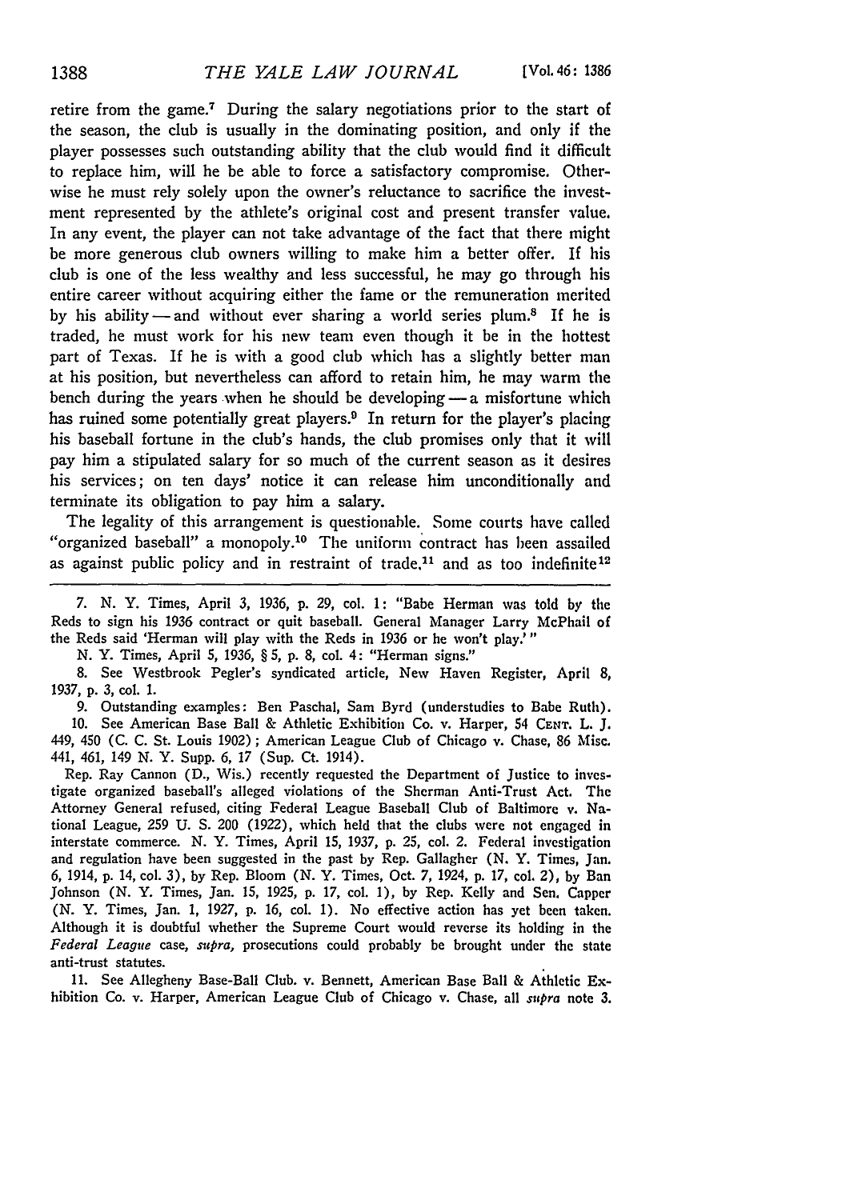retire from the game.[7] During the salary negotiations prior to the start of the season, the club is usually in the dominating position, and only if the player possesses such outstanding ability that the club would find it difficult to replace him, will he be able to force a satisfactory compromise. Otherwise he must rely solely upon the owner's reluctance to sacrifice the investment represented by the athlete's original cost and present transfer value. In any event, the player can not take advantage of the fact that there might be more generous club owners willing to make him a better offer. If his club is one of the less wealthy and less successful, he may go through his entire career without acquiring either the fame or the remuneration merited by his ability — and without ever sharing a world series plum.[8] If he is traded, he must work for his new team even though it be in the hottest part of Texas. If he is with a good club which has a slightly better man at his position, but nevertheless can afford to retain him, he may warm the bench during the years when he should be developing — a misfortune which has ruined some potentially great players.[9] In return for the player's placing his baseball fortune in the club's hands, the club promises only that it will pay him a stipulated salary for so much of the current season as it desires his services; on ten days' notice it can release him unconditionally and terminate its obligation to pay him a salary.

The legality of this arrangement is questionable. Some courts have called "organized baseball" a monopoly.[10] The uniform contract has been assailed as against public policy and in restraint of trade,[11] and as too indefinite[12]

---

7. N. Y. Times, April 3, 1936, p. 29, col. 1: "Babe Herman was told by the Reds to sign his 1936 contract or quit baseball. General Manager Larry McPhail of the Reds said 'Herman will play with the Reds in 1936 or he won't play.'"

N. Y. Times, April 5, 1936, § 5, p. 8, col. 4: "Herman signs."

8. See Westbrook Pegler's syndicated article, New Haven Register, April 8, 1937, p. 3, col. 1.

9. Outstanding examples: Ben Paschal, Sam Byrd (understudies to Babe Ruth).

10. See American Base Ball & Athletic Exhibition Co. v. Harper, 54 Cent. L. J. 449, 450 (C. C. St. Louis 1902); American League Club of Chicago v. Chase, 86 Misc. 441, 461, 149 N. Y. Supp. 6, 17 (Sup. Ct. 1914).

Rep. Ray Cannon (D., Wis.) recently requested the Department of Justice to investigate organized baseball's alleged violations of the Sherman Anti-Trust Act. The Attorney General refused, citing Federal League Baseball Club of Baltimore v. National League, 259 U. S. 200 (1922), which held that the clubs were not engaged in interstate commerce. N. Y. Times, April 15, 1937, p. 25, col. 2. Federal investigation and regulation have been suggested in the past by Rep. Gallagher (N. Y. Times, Jan. 6, 1914, p. 14, col. 3), by Rep. Bloom (N. Y. Times, Oct. 7, 1924, p. 17, col. 2), by Ban Johnson (N. Y. Times, Jan. 15, 1925, p. 17, col. 1), by Rep. Kelly and Sen. Capper (N. Y. Times, Jan. 1, 1927, p. 16, col. 1). No effective action has yet been taken. Although it is doubtful whether the Supreme Court would reverse its holding in the *Federal League* case, *supra*, prosecutions could probably be brought under the state anti-trust statutes.

11. See Allegheny Base-Ball Club. v. Bennett, American Base Ball & Athletic Exhibition Co. v. Harper, American League Club of Chicago v. Chase, all *supra* note 3.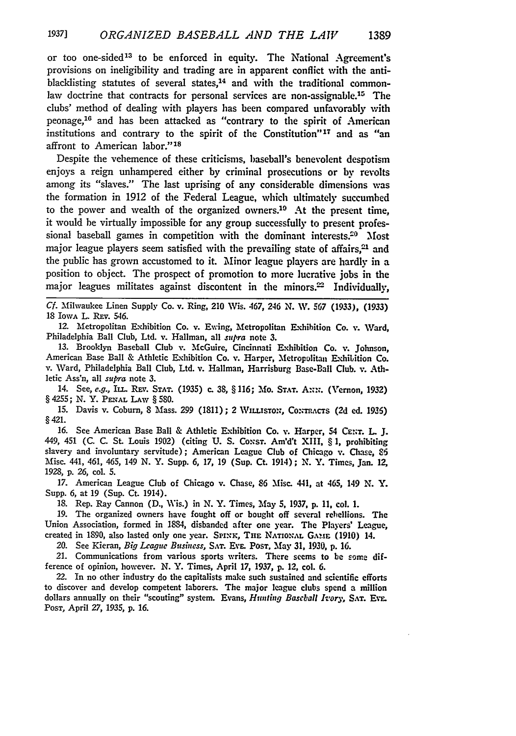or too one-sided[13] to be enforced in equity. The National Agreement's provisions on ineligibility and trading are in apparent conflict with the anti-blacklisting statutes of several states,[14] and with the traditional common-law doctrine that contracts for personal services are non-assignable.[15] The clubs' method of dealing with players has been compared unfavorably with peonage,[16] and has been attacked as "contrary to the spirit of American institutions and contrary to the spirit of the Constitution"[17] and as "an affront to American labor."[18]

Despite the vehemence of these criticisms, baseball's benevolent despotism enjoys a reign unhampered either by criminal prosecutions or by revolts among its "slaves." The last uprising of any considerable dimensions was the formation in 1912 of the Federal League, which ultimately succumbed to the power and wealth of the organized owners.[19] At the present time, it would be virtually impossible for any group successfully to present professional baseball games in competition with the dominant interests.[20] Most major league players seem satisfied with the prevailing state of affairs,[21] and the public has grown accustomed to it. Minor league players are hardly in a position to object. The prospect of promotion to more lucrative jobs in the major leagues militates against discontent in the minors.[22] Individually,

---

*Cf.* Milwaukee Linen Supply Co. v. Ring, 210 Wis. 467, 246 N. W. 567 (1933), (1933) 18 Iowa L. Rev. 546.

12. Metropolitan Exhibition Co. v. Ewing, Metropolitan Exhibition Co. v. Ward, Philadelphia Ball Club, Ltd. v. Hallman, all *supra* note 3.

13. Brooklyn Baseball Club v. McGuire, Cincinnati Exhibition Co. v. Johnson, American Base Ball & Athletic Exhibition Co. v. Harper, Metropolitan Exhibition Co. v. Ward, Philadelphia Ball Club, Ltd. v. Hallman, Harrisburg Base-Ball Club. v. Athletic Ass'n, all *supra* note 3.

14. See, *e.g.*, Ill. Rev. Stat. (1935) c. 38, § 116; Mo. Stat. Ann. (Vernon, 1932) § 4255; N. Y. Penal Law § 580.

15. Davis v. Coburn, 8 Mass. 299 (1811); 2 Williston, Contracts (2d ed. 1936) § 421.

16. See American Base Ball & Athletic Exhibition Co. v. Harper, 54 Cent. L. J. 449, 451 (C. C. St. Louis 1902) (citing U. S. Const. Am'd't XIII, § 1, prohibiting slavery and involuntary servitude); American League Club of Chicago v. Chase, 86 Misc. 441, 461, 465, 149 N. Y. Supp. 6, 17, 19 (Sup. Ct. 1914); N. Y. Times, Jan. 12, 1928, p. 26, col. 5.

17. American League Club of Chicago v. Chase, 86 Misc. 441, at 465, 149 N. Y. Supp. 6, at 19 (Sup. Ct. 1914).

18. Rep. Ray Cannon (D., Wis.) in N. Y. Times, May 5, 1937, p. 11, col. 1.

19. The organized owners have fought off or bought off several rebellions. The Union Association, formed in 1884, disbanded after one year. The Players' League, created in 1890, also lasted only one year. Spink, The National Game (1910) 14.

20. See Kieran, *Big League Business*, Sat. Eve. Post, May 31, 1930, p. 16.

21. Communications from various sports writers. There seems to be some difference of opinion, however. N. Y. Times, April 17, 1937, p. 12, col. 6.

22. In no other industry do the capitalists make such sustained and scientific efforts to discover and develop competent laborers. The major league clubs spend a million dollars annually on their "scouting" system. Evans, *Hunting Baseball Ivory*, Sat. Eve. Post, April 27, 1935, p. 16.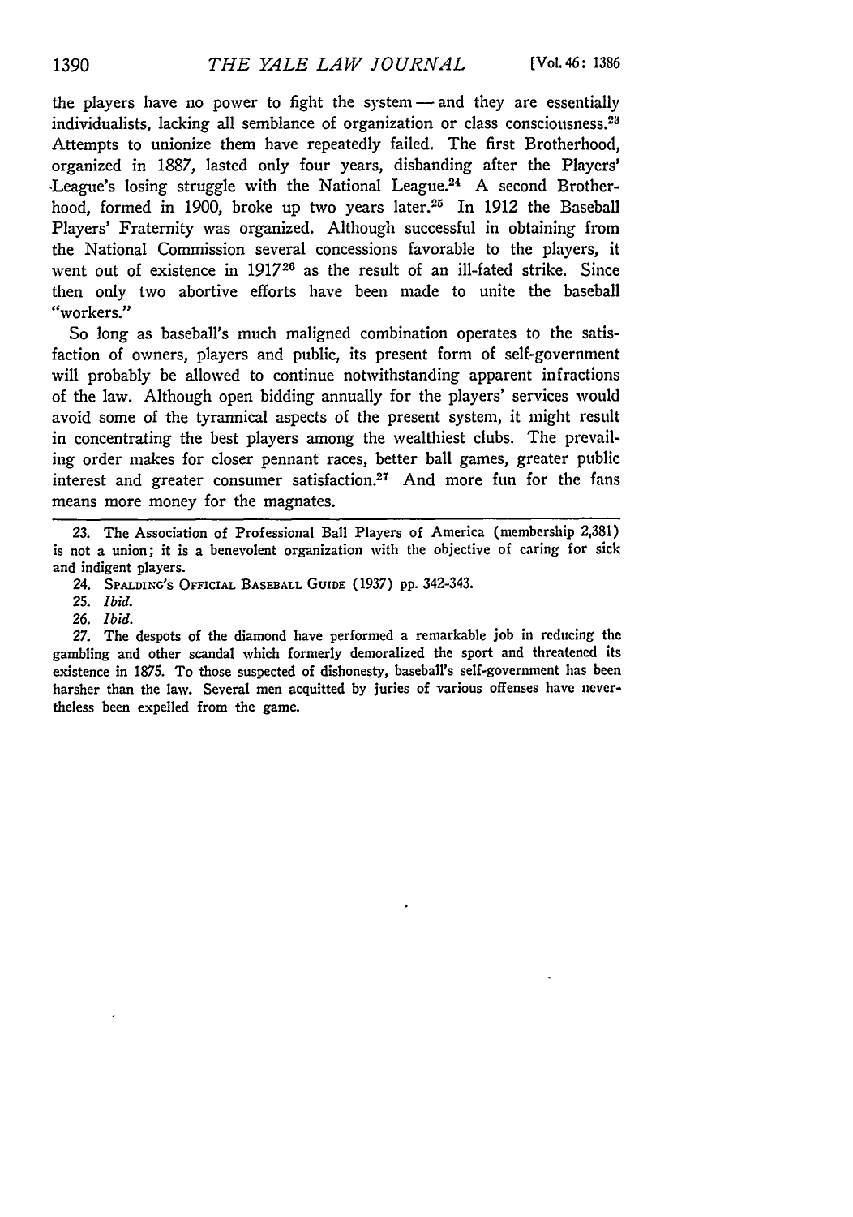the players have no power to fight the system — and they are essentially individualists, lacking all semblance of organization or class consciousness.[23] Attempts to unionize them have repeatedly failed. The first Brotherhood, organized in 1887, lasted only four years, disbanding after the Players' League's losing struggle with the National League.[24] A second Brotherhood, formed in 1900, broke up two years later.[25] In 1912 the Baseball Players' Fraternity was organized. Although successful in obtaining from the National Commission several concessions favorable to the players, it went out of existence in 1917[26] as the result of an ill-fated strike. Since then only two abortive efforts have been made to unite the baseball "workers."

So long as baseball's much maligned combination operates to the satisfaction of owners, players and public, its present form of self-government will probably be allowed to continue notwithstanding apparent infractions of the law. Although open bidding annually for the players' services would avoid some of the tyrannical aspects of the present system, it might result in concentrating the best players among the wealthiest clubs. The prevailing order makes for closer pennant races, better ball games, greater public interest and greater consumer satisfaction.[27] And more fun for the fans means more money for the magnates.

---

23. The Association of Professional Ball Players of America (membership 2,381) is not a union; it is a benevolent organization with the objective of caring for sick and indigent players.

24. SPALDING'S OFFICIAL BASEBALL GUIDE (1937) pp. 342-343.

25. *Ibid.*

26. *Ibid.*

27. The despots of the diamond have performed a remarkable job in reducing the gambling and other scandal which formerly demoralized the sport and threatened its existence in 1875. To those suspected of dishonesty, baseball's self-government has been harsher than the law. Several men acquitted by juries of various offenses have nevertheless been expelled from the game.